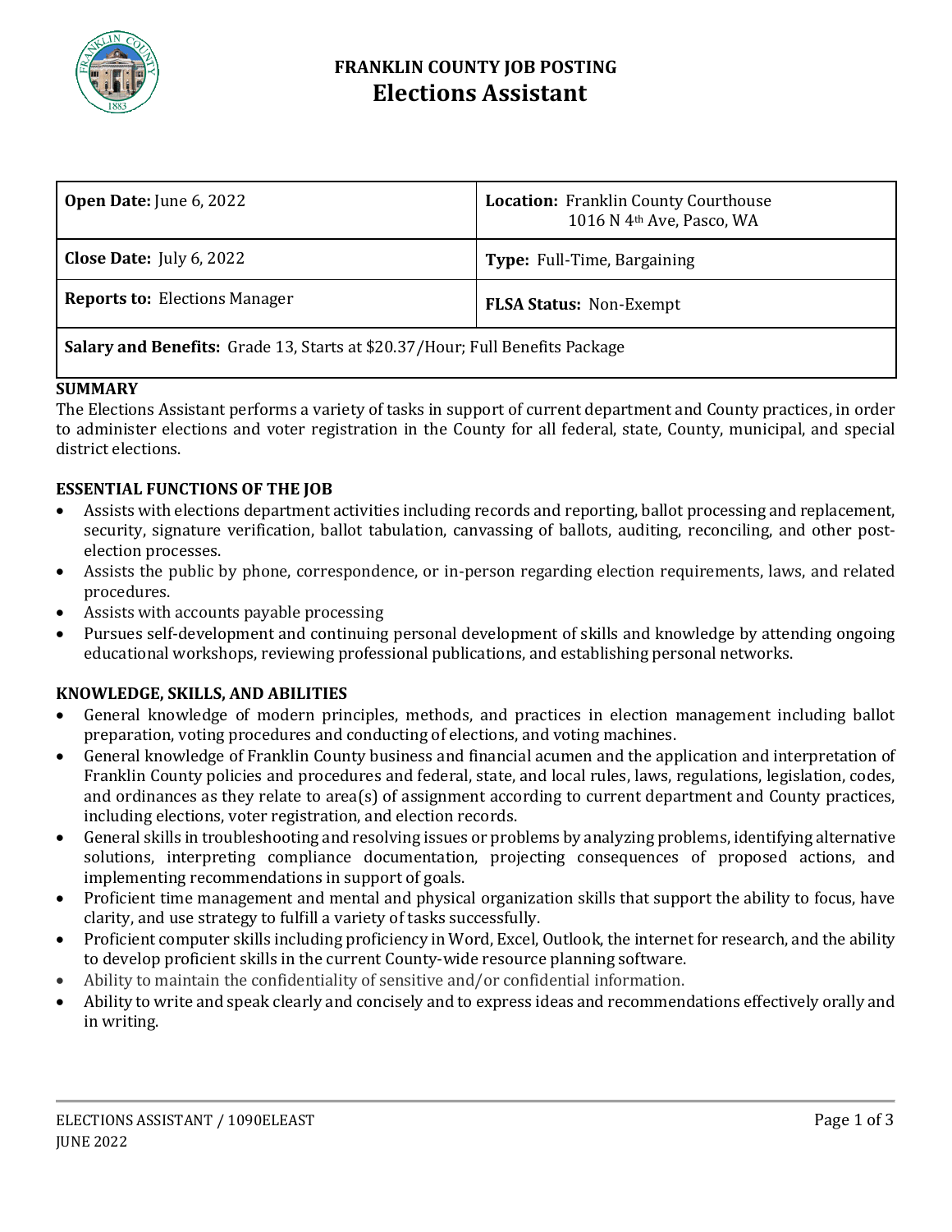# FRANKLIN COUNTY JOB POSTING
## Elections Assistant

| | |
|---|---|
| **Open Date:** June 6, 2022 | **Location:** Franklin County Courthouse 1016 N 4th Ave, Pasco, WA |
| **Close Date:** July 6, 2022 | **Type:** Full-Time, Bargaining |
| **Reports to:** Elections Manager | **FLSA Status:** Non-Exempt |
| **Salary and Benefits:** Grade 13, Starts at $20.37/Hour; Full Benefits Package | |

**SUMMARY**

The Elections Assistant performs a variety of tasks in support of current department and County practices, in order to administer elections and voter registration in the County for all federal, state, County, municipal, and special district elections.

**ESSENTIAL FUNCTIONS OF THE JOB**

- Assists with elections department activities including records and reporting, ballot processing and replacement, security, signature verification, ballot tabulation, canvassing of ballots, auditing, reconciling, and other post-election processes.
- Assists the public by phone, correspondence, or in-person regarding election requirements, laws, and related procedures.
- Assists with accounts payable processing
- Pursues self-development and continuing personal development of skills and knowledge by attending ongoing educational workshops, reviewing professional publications, and establishing personal networks.

**KNOWLEDGE, SKILLS, AND ABILITIES**

- General knowledge of modern principles, methods, and practices in election management including ballot preparation, voting procedures and conducting of elections, and voting machines.
- General knowledge of Franklin County business and financial acumen and the application and interpretation of Franklin County policies and procedures and federal, state, and local rules, laws, regulations, legislation, codes, and ordinances as they relate to area(s) of assignment according to current department and County practices, including elections, voter registration, and election records.
- General skills in troubleshooting and resolving issues or problems by analyzing problems, identifying alternative solutions, interpreting compliance documentation, projecting consequences of proposed actions, and implementing recommendations in support of goals.
- Proficient time management and mental and physical organization skills that support the ability to focus, have clarity, and use strategy to fulfill a variety of tasks successfully.
- Proficient computer skills including proficiency in Word, Excel, Outlook, the internet for research, and the ability to develop proficient skills in the current County-wide resource planning software.
- Ability to maintain the confidentiality of sensitive and/or confidential information.
- Ability to write and speak clearly and concisely and to express ideas and recommendations effectively orally and in writing.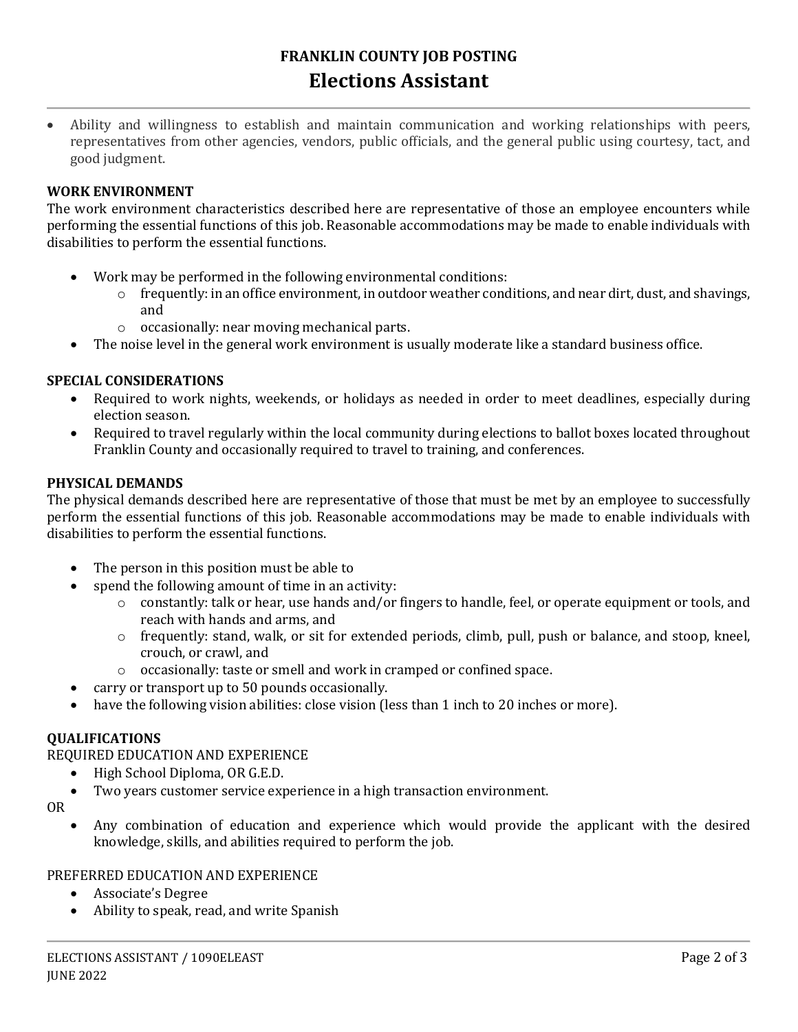- Ability and willingness to establish and maintain communication and working relationships with peers, representatives from other agencies, vendors, public officials, and the general public using courtesy, tact, and good judgment.

**WORK ENVIRONMENT**

The work environment characteristics described here are representative of those an employee encounters while performing the essential functions of this job. Reasonable accommodations may be made to enable individuals with disabilities to perform the essential functions.

- Work may be performed in the following environmental conditions:
  - frequently: in an office environment, in outdoor weather conditions, and near dirt, dust, and shavings, and
  - occasionally: near moving mechanical parts.
- The noise level in the general work environment is usually moderate like a standard business office.

**SPECIAL CONSIDERATIONS**

- Required to work nights, weekends, or holidays as needed in order to meet deadlines, especially during election season.
- Required to travel regularly within the local community during elections to ballot boxes located throughout Franklin County and occasionally required to travel to training, and conferences.

**PHYSICAL DEMANDS**

The physical demands described here are representative of those that must be met by an employee to successfully perform the essential functions of this job. Reasonable accommodations may be made to enable individuals with disabilities to perform the essential functions.

- The person in this position must be able to
- spend the following amount of time in an activity:
  - constantly: talk or hear, use hands and/or fingers to handle, feel, or operate equipment or tools, and reach with hands and arms, and
  - frequently: stand, walk, or sit for extended periods, climb, pull, push or balance, and stoop, kneel, crouch, or crawl, and
  - occasionally: taste or smell and work in cramped or confined space.
- carry or transport up to 50 pounds occasionally.
- have the following vision abilities: close vision (less than 1 inch to 20 inches or more).

**QUALIFICATIONS**

REQUIRED EDUCATION AND EXPERIENCE

- High School Diploma, OR G.E.D.
- Two years customer service experience in a high transaction environment.

OR

- Any combination of education and experience which would provide the applicant with the desired knowledge, skills, and abilities required to perform the job.

PREFERRED EDUCATION AND EXPERIENCE

- Associate's Degree
- Ability to speak, read, and write Spanish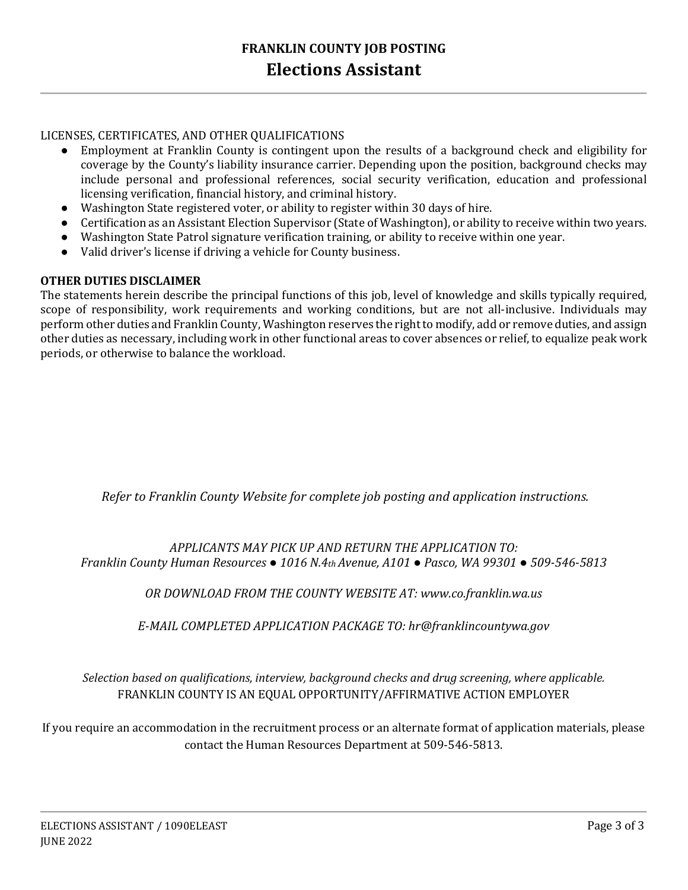LICENSES, CERTIFICATES, AND OTHER QUALIFICATIONS

- Employment at Franklin County is contingent upon the results of a background check and eligibility for coverage by the County's liability insurance carrier. Depending upon the position, background checks may include personal and professional references, social security verification, education and professional licensing verification, financial history, and criminal history.
- Washington State registered voter, or ability to register within 30 days of hire.
- Certification as an Assistant Election Supervisor (State of Washington), or ability to receive within two years.
- Washington State Patrol signature verification training, or ability to receive within one year.
- Valid driver's license if driving a vehicle for County business.

**OTHER DUTIES DISCLAIMER**

The statements herein describe the principal functions of this job, level of knowledge and skills typically required, scope of responsibility, work requirements and working conditions, but are not all-inclusive. Individuals may perform other duties and Franklin County, Washington reserves the right to modify, add or remove duties, and assign other duties as necessary, including work in other functional areas to cover absences or relief, to equalize peak work periods, or otherwise to balance the workload.

*Refer to Franklin County Website for complete job posting and application instructions.*

*APPLICANTS MAY PICK UP AND RETURN THE APPLICATION TO:*
*Franklin County Human Resources ● 1016 N.4th Avenue, A101 ● Pasco, WA 99301 ● 509-546-5813*

*OR DOWNLOAD FROM THE COUNTY WEBSITE AT: www.co.franklin.wa.us*

*E-MAIL COMPLETED APPLICATION PACKAGE TO: hr@franklincountywa.gov*

*Selection based on qualifications, interview, background checks and drug screening, where applicable.*
FRANKLIN COUNTY IS AN EQUAL OPPORTUNITY/AFFIRMATIVE ACTION EMPLOYER

If you require an accommodation in the recruitment process or an alternate format of application materials, please contact the Human Resources Department at 509-546-5813.